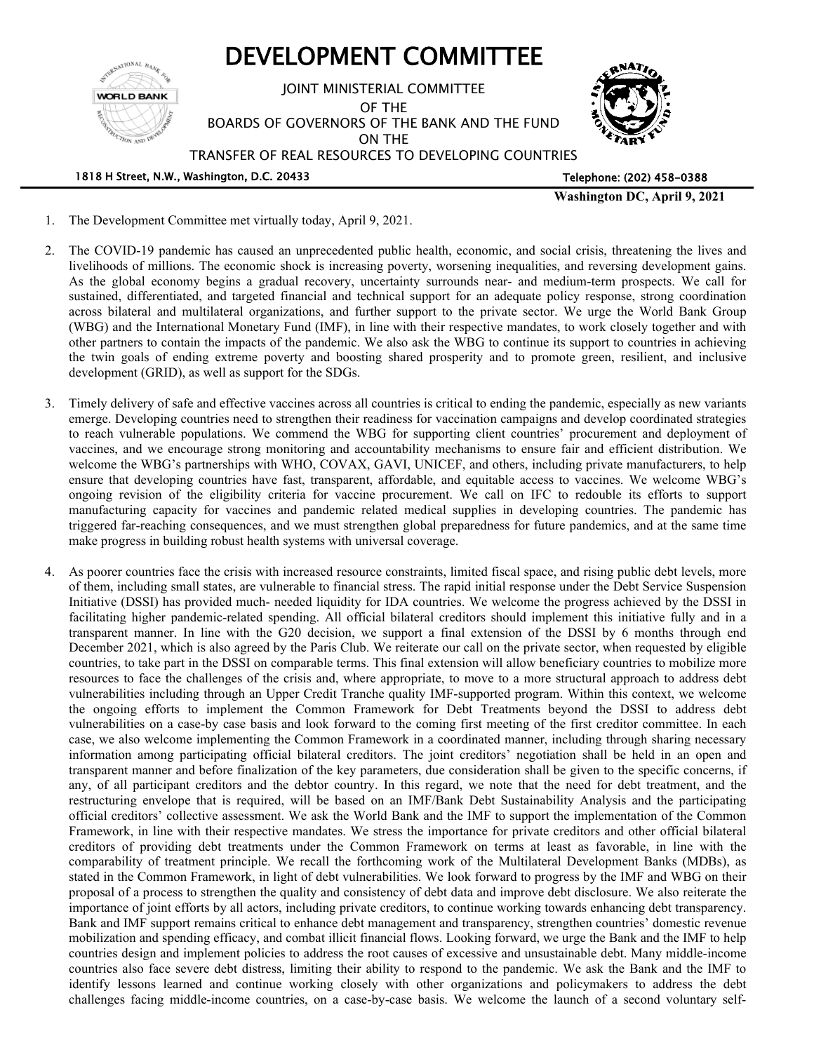# DEVELOPMENT COMMITTEE

JOINT MINISTERIAL COMMITTEE
OF THE
BOARDS OF GOVERNORS OF THE BANK AND THE FUND
ON THE
TRANSFER OF REAL RESOURCES TO DEVELOPING COUNTRIES

1818 H Street, N.W., Washington, D.C. 20433 Telephone: (202) 458-0388

**Washington DC, April 9, 2021**

1. The Development Committee met virtually today, April 9, 2021.

2. The COVID-19 pandemic has caused an unprecedented public health, economic, and social crisis, threatening the lives and livelihoods of millions. The economic shock is increasing poverty, worsening inequalities, and reversing development gains. As the global economy begins a gradual recovery, uncertainty surrounds near- and medium-term prospects. We call for sustained, differentiated, and targeted financial and technical support for an adequate policy response, strong coordination across bilateral and multilateral organizations, and further support to the private sector. We urge the World Bank Group (WBG) and the International Monetary Fund (IMF), in line with their respective mandates, to work closely together and with other partners to contain the impacts of the pandemic. We also ask the WBG to continue its support to countries in achieving the twin goals of ending extreme poverty and boosting shared prosperity and to promote green, resilient, and inclusive development (GRID), as well as support for the SDGs.

3. Timely delivery of safe and effective vaccines across all countries is critical to ending the pandemic, especially as new variants emerge. Developing countries need to strengthen their readiness for vaccination campaigns and develop coordinated strategies to reach vulnerable populations. We commend the WBG for supporting client countries' procurement and deployment of vaccines, and we encourage strong monitoring and accountability mechanisms to ensure fair and efficient distribution. We welcome the WBG's partnerships with WHO, COVAX, GAVI, UNICEF, and others, including private manufacturers, to help ensure that developing countries have fast, transparent, affordable, and equitable access to vaccines. We welcome WBG's ongoing revision of the eligibility criteria for vaccine procurement. We call on IFC to redouble its efforts to support manufacturing capacity for vaccines and pandemic related medical supplies in developing countries. The pandemic has triggered far-reaching consequences, and we must strengthen global preparedness for future pandemics, and at the same time make progress in building robust health systems with universal coverage.

4. As poorer countries face the crisis with increased resource constraints, limited fiscal space, and rising public debt levels, more of them, including small states, are vulnerable to financial stress. The rapid initial response under the Debt Service Suspension Initiative (DSSI) has provided much- needed liquidity for IDA countries. We welcome the progress achieved by the DSSI in facilitating higher pandemic-related spending. All official bilateral creditors should implement this initiative fully and in a transparent manner. In line with the G20 decision, we support a final extension of the DSSI by 6 months through end December 2021, which is also agreed by the Paris Club. We reiterate our call on the private sector, when requested by eligible countries, to take part in the DSSI on comparable terms. This final extension will allow beneficiary countries to mobilize more resources to face the challenges of the crisis and, where appropriate, to move to a more structural approach to address debt vulnerabilities including through an Upper Credit Tranche quality IMF-supported program. Within this context, we welcome the ongoing efforts to implement the Common Framework for Debt Treatments beyond the DSSI to address debt vulnerabilities on a case-by case basis and look forward to the coming first meeting of the first creditor committee. In each case, we also welcome implementing the Common Framework in a coordinated manner, including through sharing necessary information among participating official bilateral creditors. The joint creditors' negotiation shall be held in an open and transparent manner and before finalization of the key parameters, due consideration shall be given to the specific concerns, if any, of all participant creditors and the debtor country. In this regard, we note that the need for debt treatment, and the restructuring envelope that is required, will be based on an IMF/Bank Debt Sustainability Analysis and the participating official creditors' collective assessment. We ask the World Bank and the IMF to support the implementation of the Common Framework, in line with their respective mandates. We stress the importance for private creditors and other official bilateral creditors of providing debt treatments under the Common Framework on terms at least as favorable, in line with the comparability of treatment principle. We recall the forthcoming work of the Multilateral Development Banks (MDBs), as stated in the Common Framework, in light of debt vulnerabilities. We look forward to progress by the IMF and WBG on their proposal of a process to strengthen the quality and consistency of debt data and improve debt disclosure. We also reiterate the importance of joint efforts by all actors, including private creditors, to continue working towards enhancing debt transparency. Bank and IMF support remains critical to enhance debt management and transparency, strengthen countries' domestic revenue mobilization and spending efficacy, and combat illicit financial flows. Looking forward, we urge the Bank and the IMF to help countries design and implement policies to address the root causes of excessive and unsustainable debt. Many middle-income countries also face severe debt distress, limiting their ability to respond to the pandemic. We ask the Bank and the IMF to identify lessons learned and continue working closely with other organizations and policymakers to address the debt challenges facing middle-income countries, on a case-by-case basis. We welcome the launch of a second voluntary self-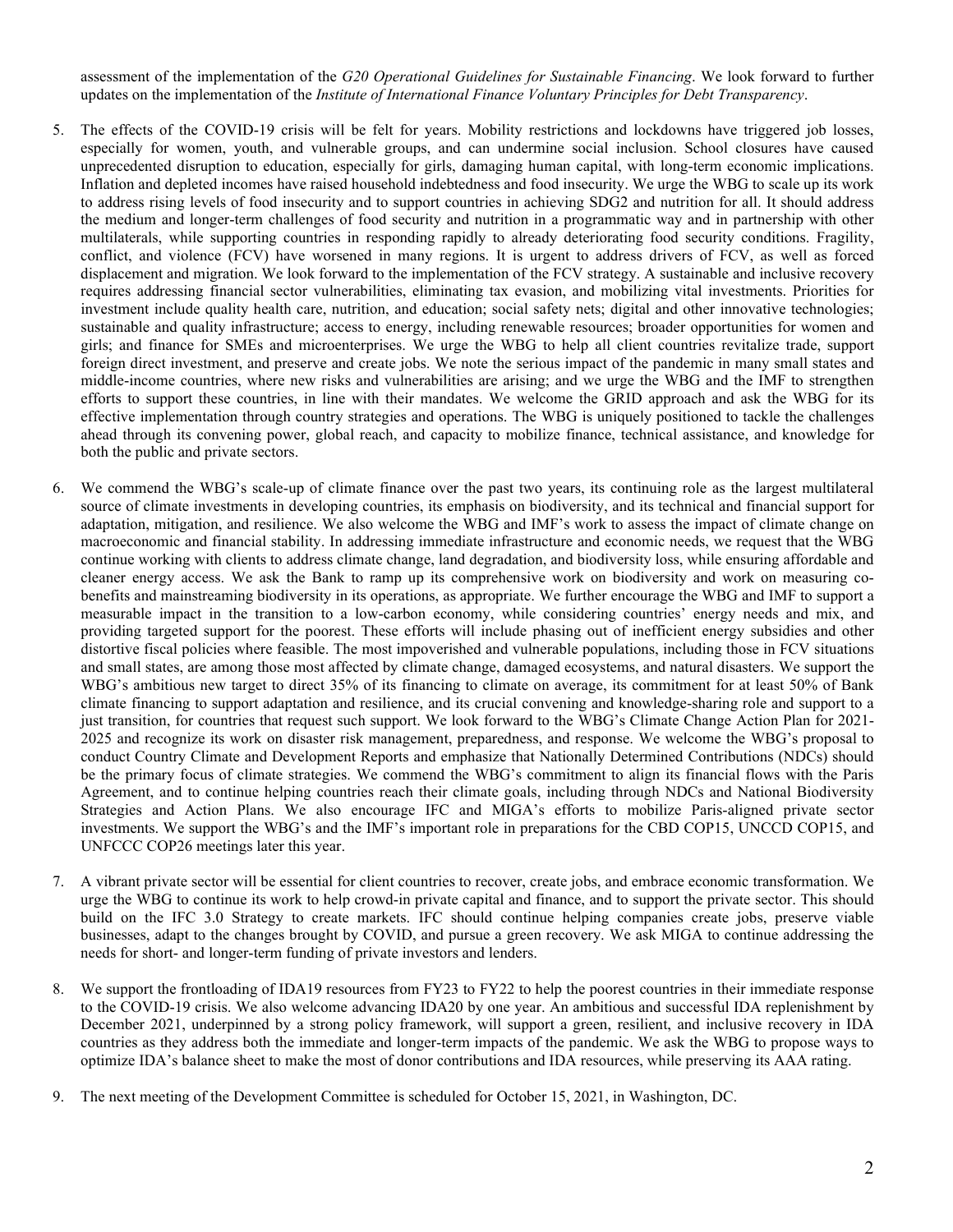assessment of the implementation of the *G20 Operational Guidelines for Sustainable Financing*. We look forward to further updates on the implementation of the *Institute of International Finance Voluntary Principles for Debt Transparency*.

5. The effects of the COVID-19 crisis will be felt for years. Mobility restrictions and lockdowns have triggered job losses, especially for women, youth, and vulnerable groups, and can undermine social inclusion. School closures have caused unprecedented disruption to education, especially for girls, damaging human capital, with long-term economic implications. Inflation and depleted incomes have raised household indebtedness and food insecurity. We urge the WBG to scale up its work to address rising levels of food insecurity and to support countries in achieving SDG2 and nutrition for all. It should address the medium and longer-term challenges of food security and nutrition in a programmatic way and in partnership with other multilaterals, while supporting countries in responding rapidly to already deteriorating food security conditions. Fragility, conflict, and violence (FCV) have worsened in many regions. It is urgent to address drivers of FCV, as well as forced displacement and migration. We look forward to the implementation of the FCV strategy. A sustainable and inclusive recovery requires addressing financial sector vulnerabilities, eliminating tax evasion, and mobilizing vital investments. Priorities for investment include quality health care, nutrition, and education; social safety nets; digital and other innovative technologies; sustainable and quality infrastructure; access to energy, including renewable resources; broader opportunities for women and girls; and finance for SMEs and microenterprises. We urge the WBG to help all client countries revitalize trade, support foreign direct investment, and preserve and create jobs. We note the serious impact of the pandemic in many small states and middle-income countries, where new risks and vulnerabilities are arising; and we urge the WBG and the IMF to strengthen efforts to support these countries, in line with their mandates. We welcome the GRID approach and ask the WBG for its effective implementation through country strategies and operations. The WBG is uniquely positioned to tackle the challenges ahead through its convening power, global reach, and capacity to mobilize finance, technical assistance, and knowledge for both the public and private sectors.

6. We commend the WBG's scale-up of climate finance over the past two years, its continuing role as the largest multilateral source of climate investments in developing countries, its emphasis on biodiversity, and its technical and financial support for adaptation, mitigation, and resilience. We also welcome the WBG and IMF's work to assess the impact of climate change on macroeconomic and financial stability. In addressing immediate infrastructure and economic needs, we request that the WBG continue working with clients to address climate change, land degradation, and biodiversity loss, while ensuring affordable and cleaner energy access. We ask the Bank to ramp up its comprehensive work on biodiversity and work on measuring co-benefits and mainstreaming biodiversity in its operations, as appropriate. We further encourage the WBG and IMF to support a measurable impact in the transition to a low-carbon economy, while considering countries' energy needs and mix, and providing targeted support for the poorest. These efforts will include phasing out of inefficient energy subsidies and other distortive fiscal policies where feasible. The most impoverished and vulnerable populations, including those in FCV situations and small states, are among those most affected by climate change, damaged ecosystems, and natural disasters. We support the WBG's ambitious new target to direct 35% of its financing to climate on average, its commitment for at least 50% of Bank climate financing to support adaptation and resilience, and its crucial convening and knowledge-sharing role and support to a just transition, for countries that request such support. We look forward to the WBG's Climate Change Action Plan for 2021-2025 and recognize its work on disaster risk management, preparedness, and response. We welcome the WBG's proposal to conduct Country Climate and Development Reports and emphasize that Nationally Determined Contributions (NDCs) should be the primary focus of climate strategies. We commend the WBG's commitment to align its financial flows with the Paris Agreement, and to continue helping countries reach their climate goals, including through NDCs and National Biodiversity Strategies and Action Plans. We also encourage IFC and MIGA's efforts to mobilize Paris-aligned private sector investments. We support the WBG's and the IMF's important role in preparations for the CBD COP15, UNCCD COP15, and UNFCCC COP26 meetings later this year.

7. A vibrant private sector will be essential for client countries to recover, create jobs, and embrace economic transformation. We urge the WBG to continue its work to help crowd-in private capital and finance, and to support the private sector. This should build on the IFC 3.0 Strategy to create markets. IFC should continue helping companies create jobs, preserve viable businesses, adapt to the changes brought by COVID, and pursue a green recovery. We ask MIGA to continue addressing the needs for short- and longer-term funding of private investors and lenders.

8. We support the frontloading of IDA19 resources from FY23 to FY22 to help the poorest countries in their immediate response to the COVID-19 crisis. We also welcome advancing IDA20 by one year. An ambitious and successful IDA replenishment by December 2021, underpinned by a strong policy framework, will support a green, resilient, and inclusive recovery in IDA countries as they address both the immediate and longer-term impacts of the pandemic. We ask the WBG to propose ways to optimize IDA's balance sheet to make the most of donor contributions and IDA resources, while preserving its AAA rating.

9. The next meeting of the Development Committee is scheduled for October 15, 2021, in Washington, DC.